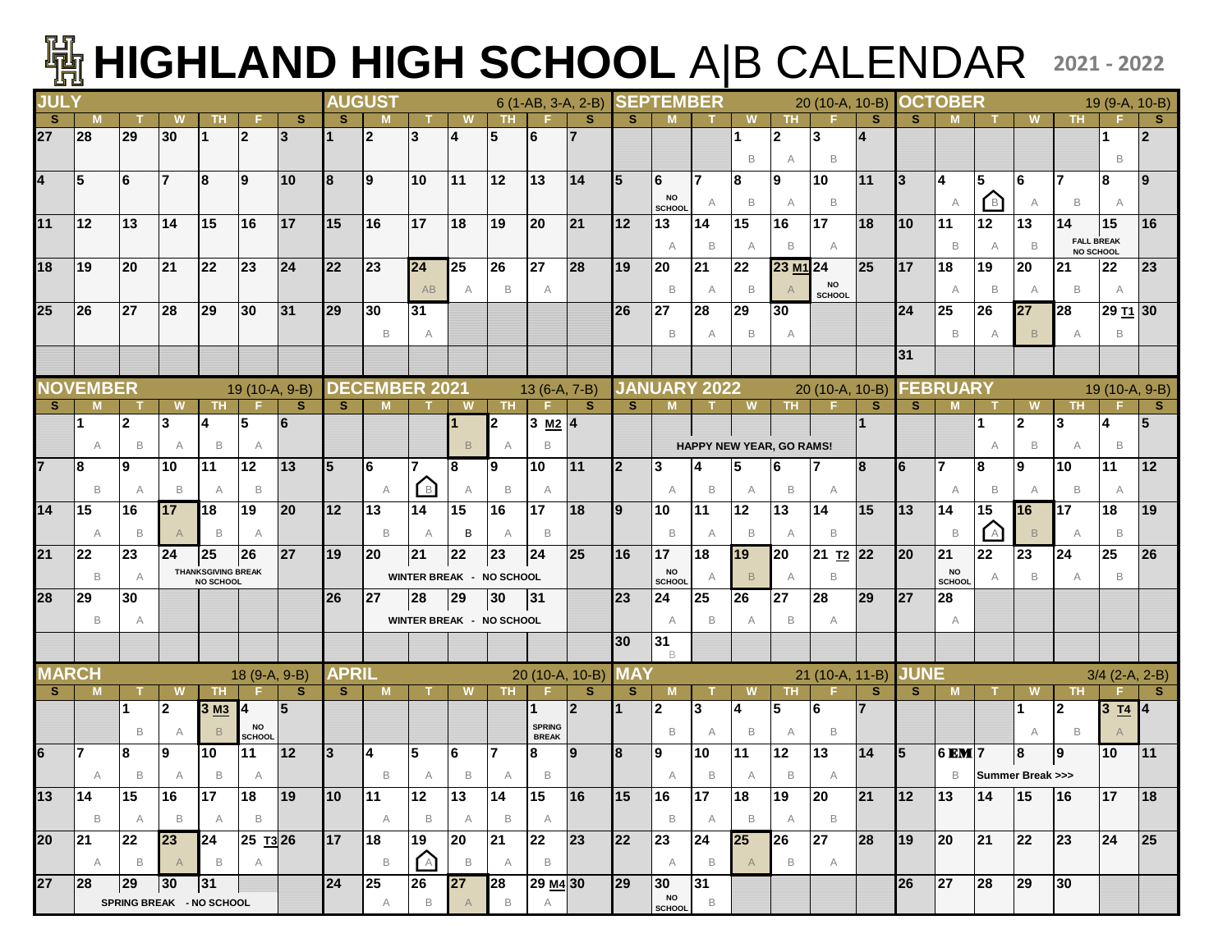# HIGHLAND HIGH SCHOOL A|B CALENDAR 2021 - 2022

## JULY

| S | M | T | W | TH | F | S |
|---|---|---|---|---|---|---|
| 27 | 28 | 29 | 30 | 1 | 2 | 3 |
| 4 | 5 | 6 | 7 | 8 | 9 | 10 |
| 11 | 12 | 13 | 14 | 15 | 16 | 17 |
| 18 | 19 | 20 | 21 | 22 | 23 | 24 |
| 25 | 26 | 27 | 28 | 29 | 30 | 31 |

## AUGUST — 6 (1-AB, 3-A, 2-B)

| S | M | T | W | TH | F | S |
|---|---|---|---|---|---|---|
| 1 | 2 | 3 | 4 | 5 | 6 | 7 |
| 8 | 9 | 10 | 11 | 12 | 13 | 14 |
| 15 | 16 | 17 | 18 | 19 | 20 | 21 |
| 22 | 23 | 24 AB | 25 A | 26 B | 27 A | 28 |
| 29 | 30 B | 31 A | | | | |

## SEPTEMBER — 20 (10-A, 10-B)

| S | M | T | W | TH | F | S |
|---|---|---|---|---|---|---|
| | | | 1 B | 2 A | 3 B | 4 |
| 5 | 6 NO SCHOOL | 7 A | 8 B | 9 A | 10 B | 11 |
| 12 | 13 A | 14 B | 15 A | 16 B | 17 A | 18 |
| 19 | 20 B | 21 A | 22 B | 23 M1 A | 24 NO SCHOOL | 25 |
| 26 | 27 B | 28 A | 29 B | 30 A | | |

## OCTOBER — 19 (9-A, 10-B)

| S | M | T | W | TH | F | S |
|---|---|---|---|---|---|---|
| | | | | | 1 B | 2 |
| 3 | 4 A | 5 B | 6 A | 7 B | 8 A | 9 |
| 10 | 11 B | 12 A | 13 B | 14 FALL BREAK NO SCHOOL | 15 FALL BREAK NO SCHOOL | 16 |
| 17 | 18 A | 19 B | 20 A | 21 B | 22 A | 23 |
| 24 | 25 B | 26 A | 27 B | 28 A | 29 T1 B | 30 |
| 31 | | | | | | |

## NOVEMBER — 19 (10-A, 9-B)

| S | M | T | W | TH | F | S |
|---|---|---|---|---|---|---|
| | 1 A | 2 B | 3 A | 4 B | 5 A | 6 |
| 7 | 8 B | 9 A | 10 B | 11 A | 12 B | 13 |
| 14 | 15 A | 16 B | 17 A | 18 B | 19 A | 20 |
| 21 | 22 B | 23 A | 24 THANKSGIVING BREAK NO SCHOOL | 25 THANKSGIVING BREAK NO SCHOOL | 26 THANKSGIVING BREAK NO SCHOOL | 27 |
| 28 | 29 B | 30 A | | | | |

## DECEMBER 2021 — 13 (6-A, 7-B)

| S | M | T | W | TH | F | S |
|---|---|---|---|---|---|---|
| | | | 1 B | 2 A | 3 M2 B | 4 |
| 5 | 6 A | 7 B | 8 A | 9 B | 10 A | 11 |
| 12 | 13 B | 14 A | 15 B | 16 A | 17 B | 18 |
| 19 | 20 WINTER BREAK - NO SCHOOL | 21 | 22 | 23 | 24 | 25 |
| 26 | 27 WINTER BREAK - NO SCHOOL | 28 | 29 | 30 | 31 | |

## JANUARY 2022 — 20 (10-A, 10-B)

| S | M | T | W | TH | F | S |
|---|---|---|---|---|---|---|
| | HAPPY NEW YEAR, GO RAMS! | | | | | 1 |
| 2 | 3 A | 4 B | 5 A | 6 B | 7 A | 8 |
| 9 | 10 B | 11 A | 12 B | 13 A | 14 B | 15 |
| 16 | 17 NO SCHOOL | 18 A | 19 B | 20 A | 21 T2 B | 22 |
| 23 | 24 A | 25 B | 26 A | 27 B | 28 A | 29 |
| 30 | 31 B | | | | | |

## FEBRUARY — 19 (10-A, 9-B)

| S | M | T | W | TH | F | S |
|---|---|---|---|---|---|---|
| | | 1 A | 2 B | 3 A | 4 B | 5 |
| 6 | 7 A | 8 B | 9 A | 10 B | 11 A | 12 |
| 13 | 14 B | 15 A | 16 B | 17 A | 18 B | 19 |
| 20 | 21 NO SCHOOL | 22 A | 23 B | 24 A | 25 B | 26 |
| 27 | 28 A | | | | | |

## MARCH — 18 (9-A, 9-B)

| S | M | T | W | TH | F | S |
|---|---|---|---|---|---|---|
| | | 1 B | 2 A | 3 M3 B | 4 NO SCHOOL | 5 |
| 6 | 7 A | 8 B | 9 A | 10 B | 11 A | 12 |
| 13 | 14 B | 15 A | 16 B | 17 A | 18 B | 19 |
| 20 | 21 A | 22 B | 23 A | 24 B | 25 T3 A | 26 |
| 27 | 28 SPRING BREAK - NO SCHOOL | 29 | 30 | 31 | | |

## APRIL — 20 (10-A, 10-B)

| S | M | T | W | TH | F | S |
|---|---|---|---|---|---|---|
| | | | | | 1 SPRING BREAK | 2 |
| 3 | 4 B | 5 A | 6 B | 7 A | 8 B | 9 |
| 10 | 11 A | 12 B | 13 A | 14 B | 15 A | 16 |
| 17 | 18 B | 19 A | 20 B | 21 A | 22 B | 23 |
| 24 | 25 A | 26 B | 27 A | 28 B | 29 M4 A | 30 |

## MAY — 21 (10-A, 11-B)

| S | M | T | W | TH | F | S |
|---|---|---|---|---|---|---|
| 1 | 2 B | 3 A | 4 B | 5 A | 6 B | 7 |
| 8 | 9 A | 10 B | 11 A | 12 B | 13 A | 14 |
| 15 | 16 B | 17 A | 18 B | 19 A | 20 B | 21 |
| 22 | 23 A | 24 B | 25 A | 26 B | 27 A | 28 |
| 29 | 30 NO SCHOOL | 31 B | | | | |

## JUNE — 3/4 (2-A, 2-B)

| S | M | T | W | TH | F | S |
|---|---|---|---|---|---|---|
| | | | 1 A | 2 B | 3 T4 A | 4 |
| 5 | 6 EM B | 7 Summer Break >>> | 8 | 9 | 10 | 11 |
| 12 | 13 | 14 | 15 | 16 | 17 | 18 |
| 19 | 20 | 21 | 22 | 23 | 24 | 25 |
| 26 | 27 | 28 | 29 | 30 | | |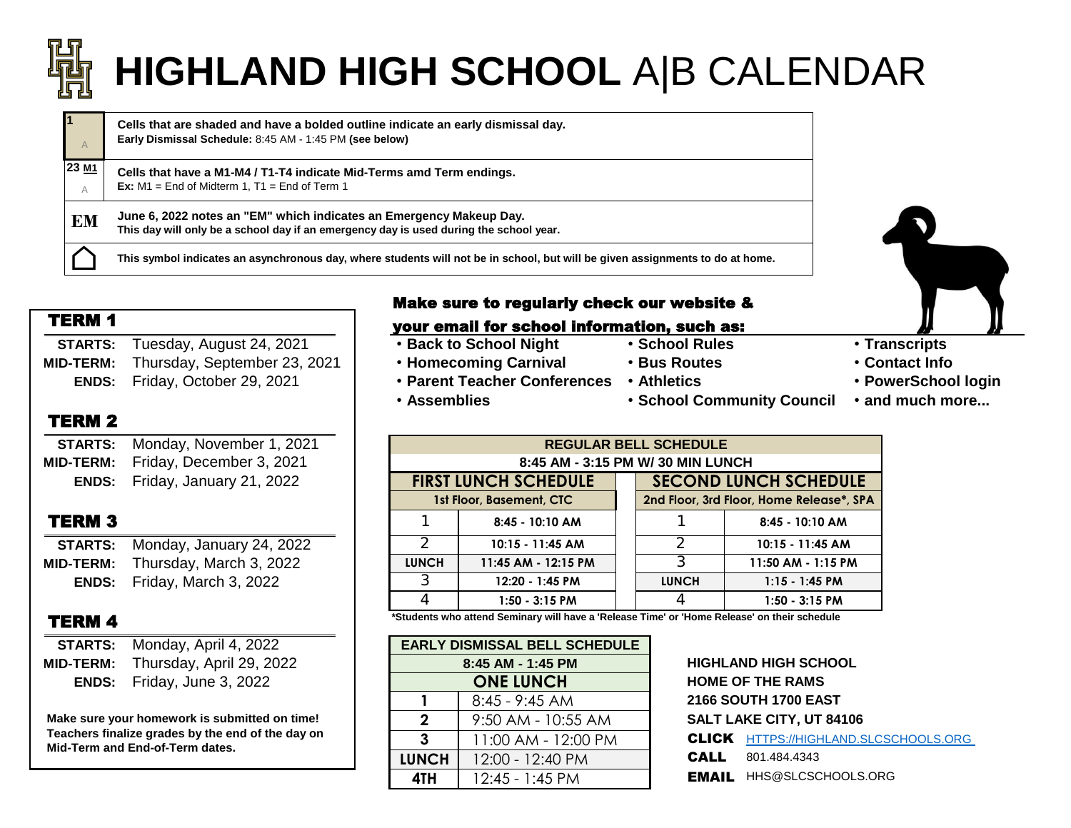# HIGHLAND HIGH SCHOOL A|B CALENDAR

| | |
|---|---|
| 1 A | **Cells that are shaded and have a bolded outline indicate an early dismissal day.** **Early Dismissal Schedule:** 8:45 AM - 1:45 PM **(see below)** |
| 23 M1 A | **Cells that have a M1-M4 / T1-T4 indicate Mid-Terms amd Term endings.** **Ex:** M1 = End of Midterm 1, T1 = End of Term 1 |
| EM | **June 6, 2022 notes an "EM" which indicates an Emergency Makeup Day.** **This day will only be a school day if an emergency day is used during the school year.** |
| | **This symbol indicates an asynchronous day, where students will not be in school, but will be given assignments to do at home.** |

## TERM 1

**STARTS:** Tuesday, August 24, 2021
**MID-TERM:** Thursday, September 23, 2021
**ENDS:** Friday, October 29, 2021

## TERM 2

**STARTS:** Monday, November 1, 2021
**MID-TERM:** Friday, December 3, 2021
**ENDS:** Friday, January 21, 2022

## TERM 3

**STARTS:** Monday, January 24, 2022
**MID-TERM:** Thursday, March 3, 2022
**ENDS:** Friday, March 3, 2022

## TERM 4

**STARTS:** Monday, April 4, 2022
**MID-TERM:** Thursday, April 29, 2022
**ENDS:** Friday, June 3, 2022

**Make sure your homework is submitted on time! Teachers finalize grades by the end of the day on Mid-Term and End-of-Term dates.**

## Make sure to regularly check our website & your email for school information, such as:

- **Back to School Night**
- **Homecoming Carnival**
- **Parent Teacher Conferences**
- **Assemblies**
- **School Rules**
- **Bus Routes**
- **Athletics**
- **School Community Council**
- **Transcripts**
- **Contact Info**
- **PowerSchool login**
- **and much more...**

| REGULAR BELL SCHEDULE | | | |
|---|---|---|---|
| 8:45 AM - 3:15 PM W/ 30 MIN LUNCH | | | |
| FIRST LUNCH SCHEDULE | | SECOND LUNCH SCHEDULE | |
| 1st Floor, Basement, CTC | | 2nd Floor, 3rd Floor, Home Release*, SPA | |
| 1 | 8:45 - 10:10 AM | 1 | 8:45 - 10:10 AM |
| 2 | 10:15 - 11:45 AM | 2 | 10:15 - 11:45 AM |
| LUNCH | 11:45 AM - 12:15 PM | 3 | 11:50 AM - 1:15 PM |
| 3 | 12:20 - 1:45 PM | LUNCH | 1:15 - 1:45 PM |
| 4 | 1:50 - 3:15 PM | 4 | 1:50 - 3:15 PM |

**\*Students who attend Seminary will have a 'Release Time' or 'Home Release' on their schedule**

| EARLY DISMISSAL BELL SCHEDULE | |
|---|---|
| 8:45 AM - 1:45 PM | |
| ONE LUNCH | |
| 1 | 8:45 - 9:45 AM |
| 2 | 9:50 AM - 10:55 AM |
| 3 | 11:00 AM - 12:00 PM |
| LUNCH | 12:00 - 12:40 PM |
| 4TH | 12:45 - 1:45 PM |

**HIGHLAND HIGH SCHOOL**
**HOME OF THE RAMS**
**2166 SOUTH 1700 EAST**
**SALT LAKE CITY, UT 84106**

**CLICK** HTTPS://HIGHLAND.SLCSCHOOLS.ORG
**CALL** 801.484.4343
**EMAIL** HHS@SLCSCHOOLS.ORG